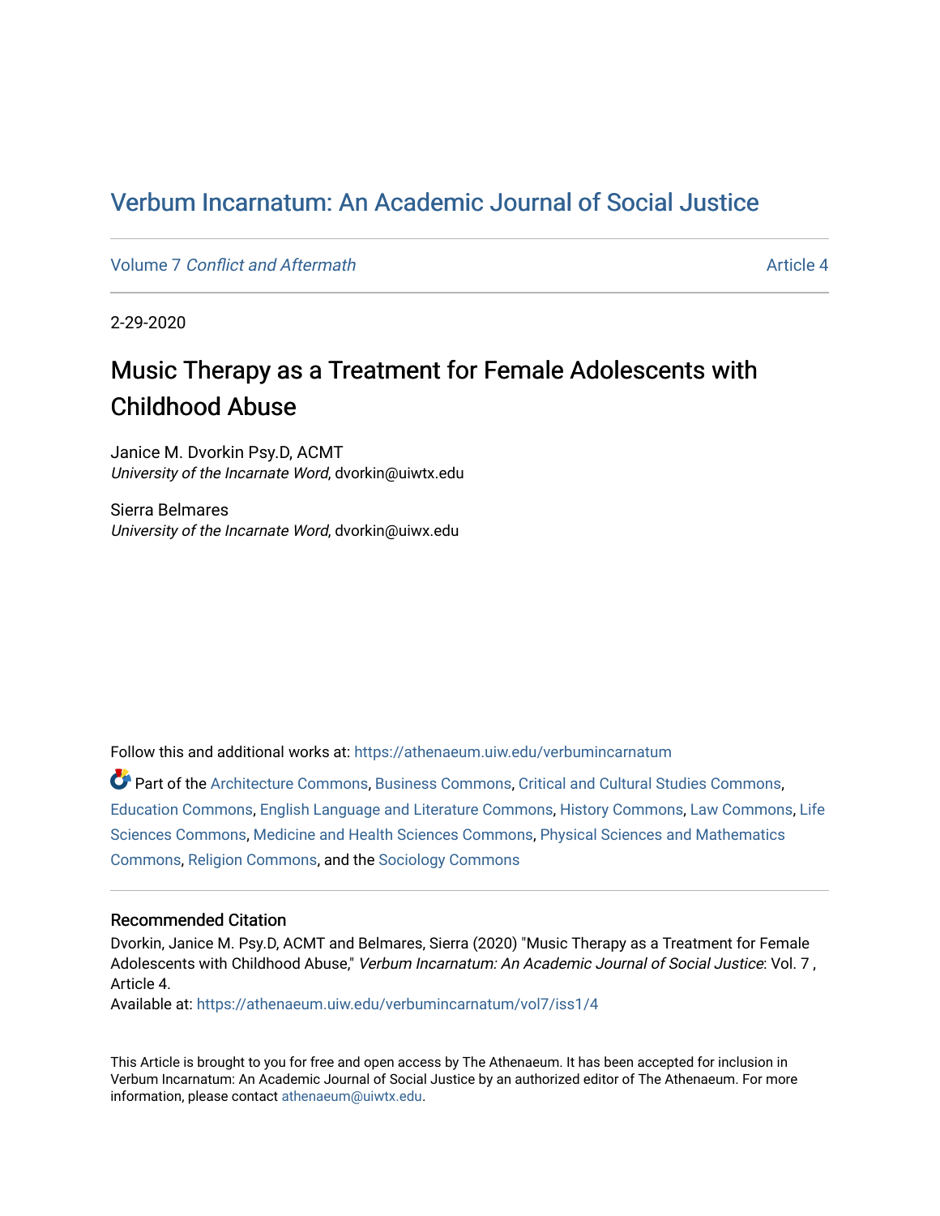# Verbum Incarnatum: An Academic Journal of Social Justice

Volume 7 *Conflict and Aftermath* Article 4

2-29-2020

## Music Therapy as a Treatment for Female Adolescents with Childhood Abuse

Janice M. Dvorkin Psy.D, ACMT
*University of the Incarnate Word*, dvorkin@uiwtx.edu

Sierra Belmares
*University of the Incarnate Word*, dvorkin@uiwx.edu

Follow this and additional works at: https://athenaeum.uiw.edu/verbumincarnatum

Part of the Architecture Commons, Business Commons, Critical and Cultural Studies Commons, Education Commons, English Language and Literature Commons, History Commons, Law Commons, Life Sciences Commons, Medicine and Health Sciences Commons, Physical Sciences and Mathematics Commons, Religion Commons, and the Sociology Commons

### Recommended Citation

Dvorkin, Janice M. Psy.D, ACMT and Belmares, Sierra (2020) "Music Therapy as a Treatment for Female Adolescents with Childhood Abuse," *Verbum Incarnatum: An Academic Journal of Social Justice*: Vol. 7 , Article 4.
Available at: https://athenaeum.uiw.edu/verbumincarnatum/vol7/iss1/4

This Article is brought to you for free and open access by The Athenaeum. It has been accepted for inclusion in Verbum Incarnatum: An Academic Journal of Social Justice by an authorized editor of The Athenaeum. For more information, please contact athenaeum@uiwtx.edu.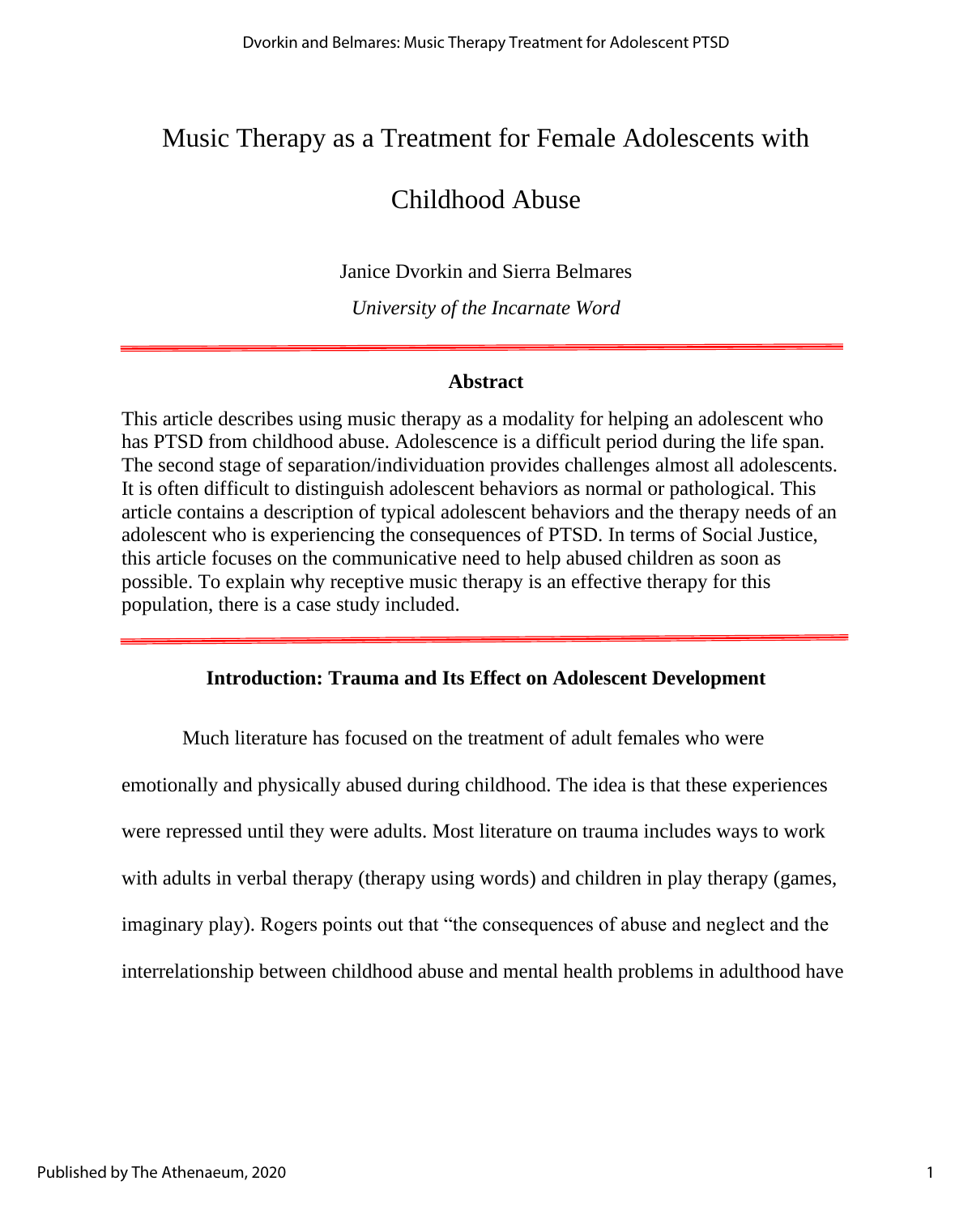# Music Therapy as a Treatment for Female Adolescents with Childhood Abuse

Janice Dvorkin and Sierra Belmares

*University of the Incarnate Word*

---

### Abstract

This article describes using music therapy as a modality for helping an adolescent who has PTSD from childhood abuse. Adolescence is a difficult period during the life span. The second stage of separation/individuation provides challenges almost all adolescents. It is often difficult to distinguish adolescent behaviors as normal or pathological. This article contains a description of typical adolescent behaviors and the therapy needs of an adolescent who is experiencing the consequences of PTSD. In terms of Social Justice, this article focuses on the communicative need to help abused children as soon as possible. To explain why receptive music therapy is an effective therapy for this population, there is a case study included.

---

### Introduction: Trauma and Its Effect on Adolescent Development

Much literature has focused on the treatment of adult females who were emotionally and physically abused during childhood. The idea is that these experiences were repressed until they were adults. Most literature on trauma includes ways to work with adults in verbal therapy (therapy using words) and children in play therapy (games, imaginary play). Rogers points out that "the consequences of abuse and neglect and the interrelationship between childhood abuse and mental health problems in adulthood have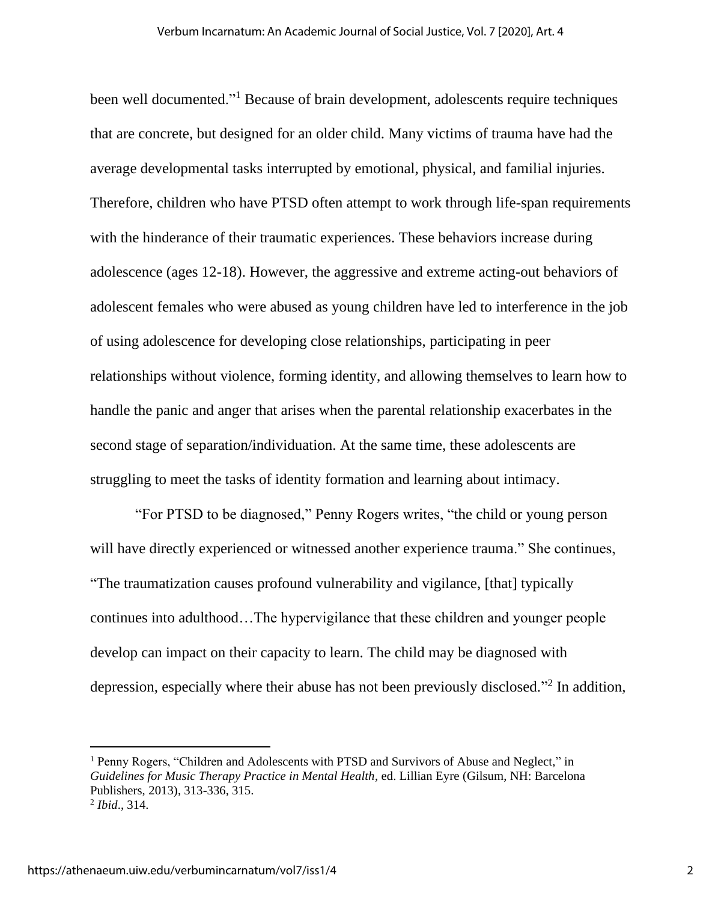been well documented."[1] Because of brain development, adolescents require techniques that are concrete, but designed for an older child. Many victims of trauma have had the average developmental tasks interrupted by emotional, physical, and familial injuries. Therefore, children who have PTSD often attempt to work through life-span requirements with the hinderance of their traumatic experiences. These behaviors increase during adolescence (ages 12-18). However, the aggressive and extreme acting-out behaviors of adolescent females who were abused as young children have led to interference in the job of using adolescence for developing close relationships, participating in peer relationships without violence, forming identity, and allowing themselves to learn how to handle the panic and anger that arises when the parental relationship exacerbates in the second stage of separation/individuation. At the same time, these adolescents are struggling to meet the tasks of identity formation and learning about intimacy.

"For PTSD to be diagnosed," Penny Rogers writes, "the child or young person will have directly experienced or witnessed another experience trauma." She continues, "The traumatization causes profound vulnerability and vigilance, [that] typically continues into adulthood…The hypervigilance that these children and younger people develop can impact on their capacity to learn. The child may be diagnosed with depression, especially where their abuse has not been previously disclosed."[2] In addition,

---

[1] Penny Rogers, "Children and Adolescents with PTSD and Survivors of Abuse and Neglect," in *Guidelines for Music Therapy Practice in Mental Health*, ed. Lillian Eyre (Gilsum, NH: Barcelona Publishers, 2013), 313-336, 315.

[2] *Ibid*., 314.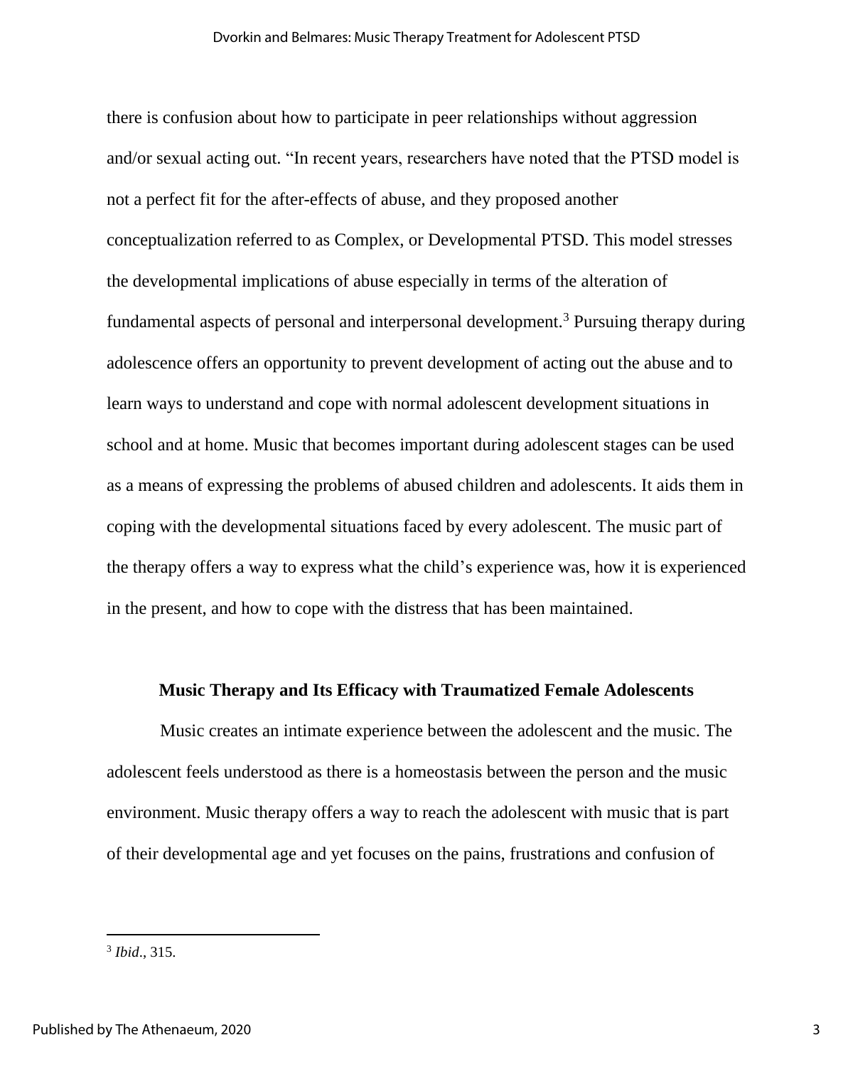there is confusion about how to participate in peer relationships without aggression and/or sexual acting out. "In recent years, researchers have noted that the PTSD model is not a perfect fit for the after-effects of abuse, and they proposed another conceptualization referred to as Complex, or Developmental PTSD. This model stresses the developmental implications of abuse especially in terms of the alteration of fundamental aspects of personal and interpersonal development.[3] Pursuing therapy during adolescence offers an opportunity to prevent development of acting out the abuse and to learn ways to understand and cope with normal adolescent development situations in school and at home. Music that becomes important during adolescent stages can be used as a means of expressing the problems of abused children and adolescents. It aids them in coping with the developmental situations faced by every adolescent. The music part of the therapy offers a way to express what the child's experience was, how it is experienced in the present, and how to cope with the distress that has been maintained.

## Music Therapy and Its Efficacy with Traumatized Female Adolescents

Music creates an intimate experience between the adolescent and the music. The adolescent feels understood as there is a homeostasis between the person and the music environment. Music therapy offers a way to reach the adolescent with music that is part of their developmental age and yet focuses on the pains, frustrations and confusion of

---

[3] *Ibid*., 315.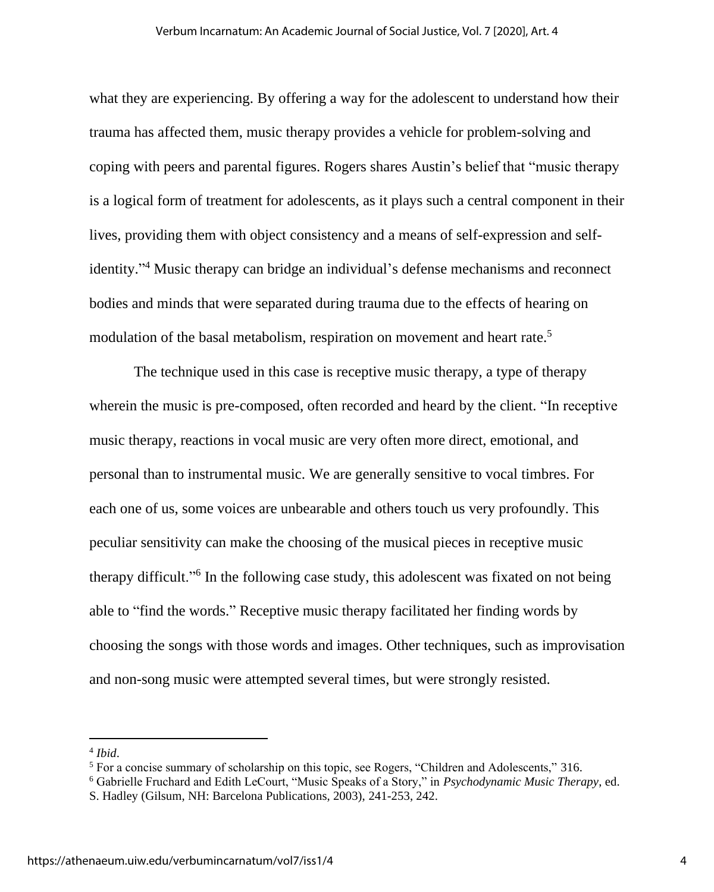what they are experiencing. By offering a way for the adolescent to understand how their trauma has affected them, music therapy provides a vehicle for problem-solving and coping with peers and parental figures. Rogers shares Austin's belief that "music therapy is a logical form of treatment for adolescents, as it plays such a central component in their lives, providing them with object consistency and a means of self-expression and self-identity."[4] Music therapy can bridge an individual's defense mechanisms and reconnect bodies and minds that were separated during trauma due to the effects of hearing on modulation of the basal metabolism, respiration on movement and heart rate.[5]

The technique used in this case is receptive music therapy, a type of therapy wherein the music is pre-composed, often recorded and heard by the client. "In receptive music therapy, reactions in vocal music are very often more direct, emotional, and personal than to instrumental music. We are generally sensitive to vocal timbres. For each one of us, some voices are unbearable and others touch us very profoundly. This peculiar sensitivity can make the choosing of the musical pieces in receptive music therapy difficult."[6] In the following case study, this adolescent was fixated on not being able to "find the words." Receptive music therapy facilitated her finding words by choosing the songs with those words and images. Other techniques, such as improvisation and non-song music were attempted several times, but were strongly resisted.

---

[4] *Ibid*.

[5] For a concise summary of scholarship on this topic, see Rogers, "Children and Adolescents," 316.

[6] Gabrielle Fruchard and Edith LeCourt, "Music Speaks of a Story," in *Psychodynamic Music Therapy*, ed. S. Hadley (Gilsum, NH: Barcelona Publications, 2003), 241-253, 242.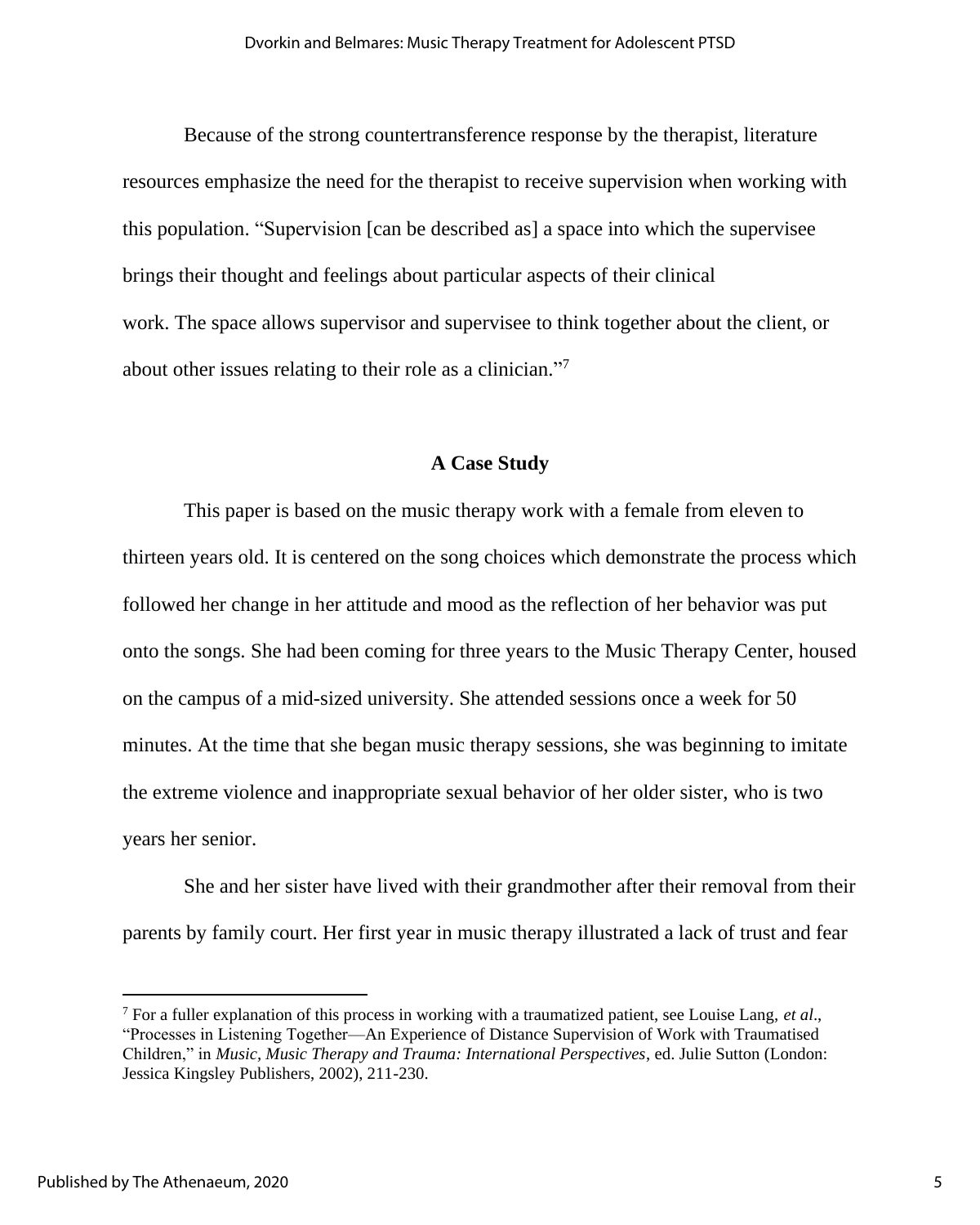Because of the strong countertransference response by the therapist, literature resources emphasize the need for the therapist to receive supervision when working with this population. "Supervision [can be described as] a space into which the supervisee brings their thought and feelings about particular aspects of their clinical work. The space allows supervisor and supervisee to think together about the client, or about other issues relating to their role as a clinician."[7]

## A Case Study

This paper is based on the music therapy work with a female from eleven to thirteen years old. It is centered on the song choices which demonstrate the process which followed her change in her attitude and mood as the reflection of her behavior was put onto the songs. She had been coming for three years to the Music Therapy Center, housed on the campus of a mid-sized university. She attended sessions once a week for 50 minutes. At the time that she began music therapy sessions, she was beginning to imitate the extreme violence and inappropriate sexual behavior of her older sister, who is two years her senior.

She and her sister have lived with their grandmother after their removal from their parents by family court. Her first year in music therapy illustrated a lack of trust and fear

---

[7] For a fuller explanation of this process in working with a traumatized patient, see Louise Lang, *et al*., "Processes in Listening Together—An Experience of Distance Supervision of Work with Traumatised Children," in *Music, Music Therapy and Trauma: International Perspectives*, ed. Julie Sutton (London: Jessica Kingsley Publishers, 2002), 211-230.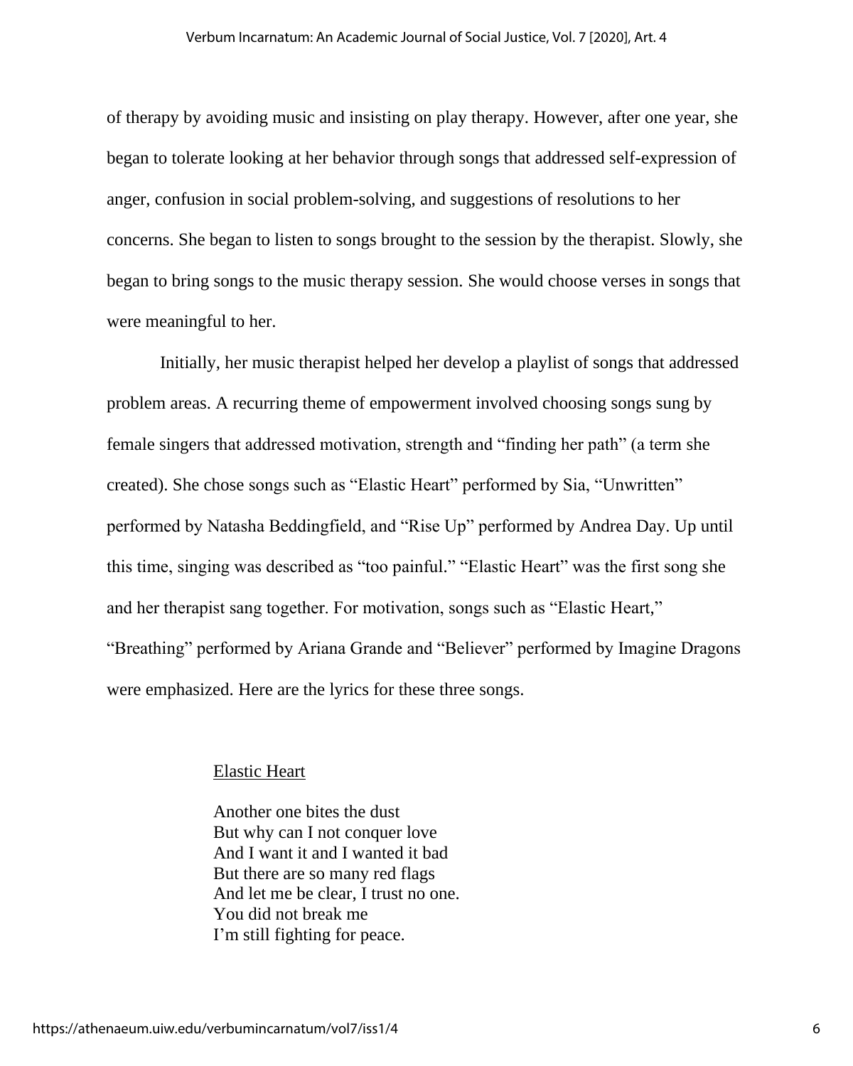of therapy by avoiding music and insisting on play therapy. However, after one year, she began to tolerate looking at her behavior through songs that addressed self-expression of anger, confusion in social problem-solving, and suggestions of resolutions to her concerns. She began to listen to songs brought to the session by the therapist. Slowly, she began to bring songs to the music therapy session. She would choose verses in songs that were meaningful to her.

Initially, her music therapist helped her develop a playlist of songs that addressed problem areas. A recurring theme of empowerment involved choosing songs sung by female singers that addressed motivation, strength and "finding her path" (a term she created). She chose songs such as "Elastic Heart" performed by Sia, "Unwritten" performed by Natasha Beddingfield, and "Rise Up" performed by Andrea Day. Up until this time, singing was described as "too painful." "Elastic Heart" was the first song she and her therapist sang together. For motivation, songs such as "Elastic Heart," "Breathing" performed by Ariana Grande and "Believer" performed by Imagine Dragons were emphasized. Here are the lyrics for these three songs.

<u>Elastic Heart</u>

Another one bites the dust
But why can I not conquer love
And I want it and I wanted it bad
But there are so many red flags
And let me be clear, I trust no one.
You did not break me
I'm still fighting for peace.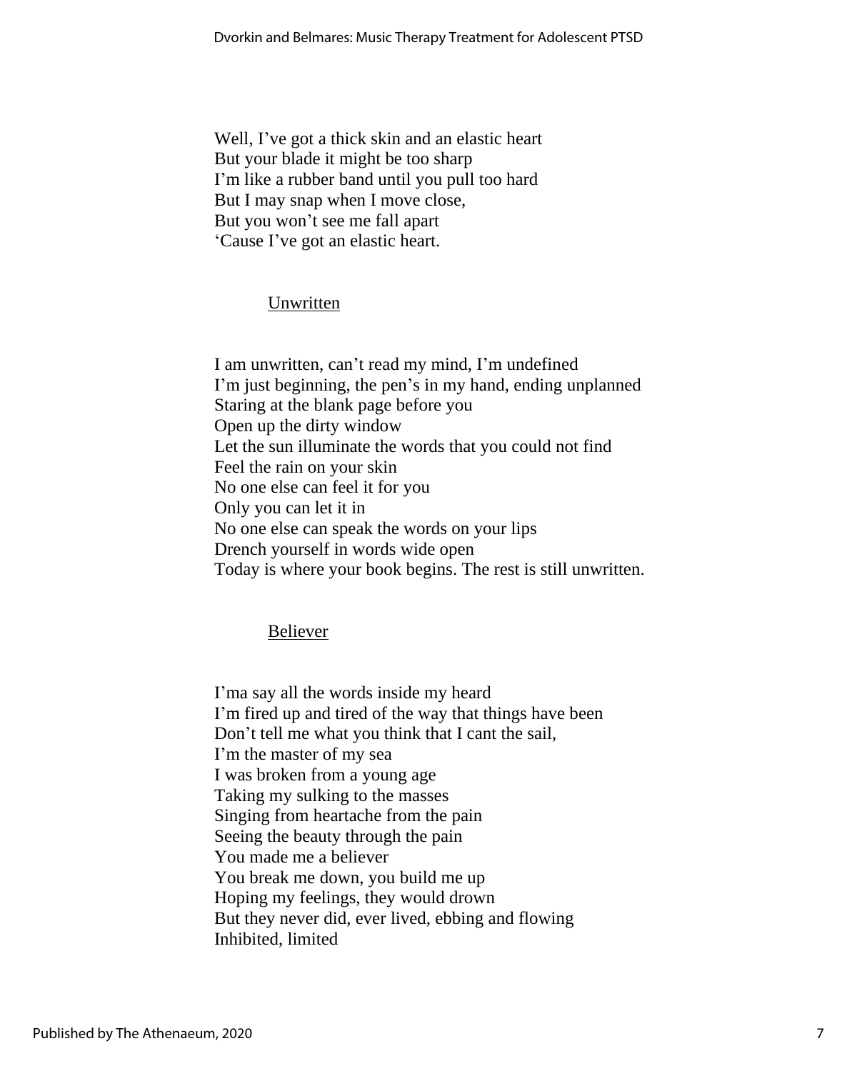Well, I've got a thick skin and an elastic heart  
But your blade it might be too sharp  
I'm like a rubber band until you pull too hard  
But I may snap when I move close,  
But you won't see me fall apart  
'Cause I've got an elastic heart.

<u>Unwritten</u>

I am unwritten, can't read my mind, I'm undefined  
I'm just beginning, the pen's in my hand, ending unplanned  
Staring at the blank page before you  
Open up the dirty window  
Let the sun illuminate the words that you could not find  
Feel the rain on your skin  
No one else can feel it for you  
Only you can let it in  
No one else can speak the words on your lips  
Drench yourself in words wide open  
Today is where your book begins. The rest is still unwritten.

<u>Believer</u>

I'ma say all the words inside my heard  
I'm fired up and tired of the way that things have been  
Don't tell me what you think that I cant the sail,  
I'm the master of my sea  
I was broken from a young age  
Taking my sulking to the masses  
Singing from heartache from the pain  
Seeing the beauty through the pain  
You made me a believer  
You break me down, you build me up  
Hoping my feelings, they would drown  
But they never did, ever lived, ebbing and flowing  
Inhibited, limited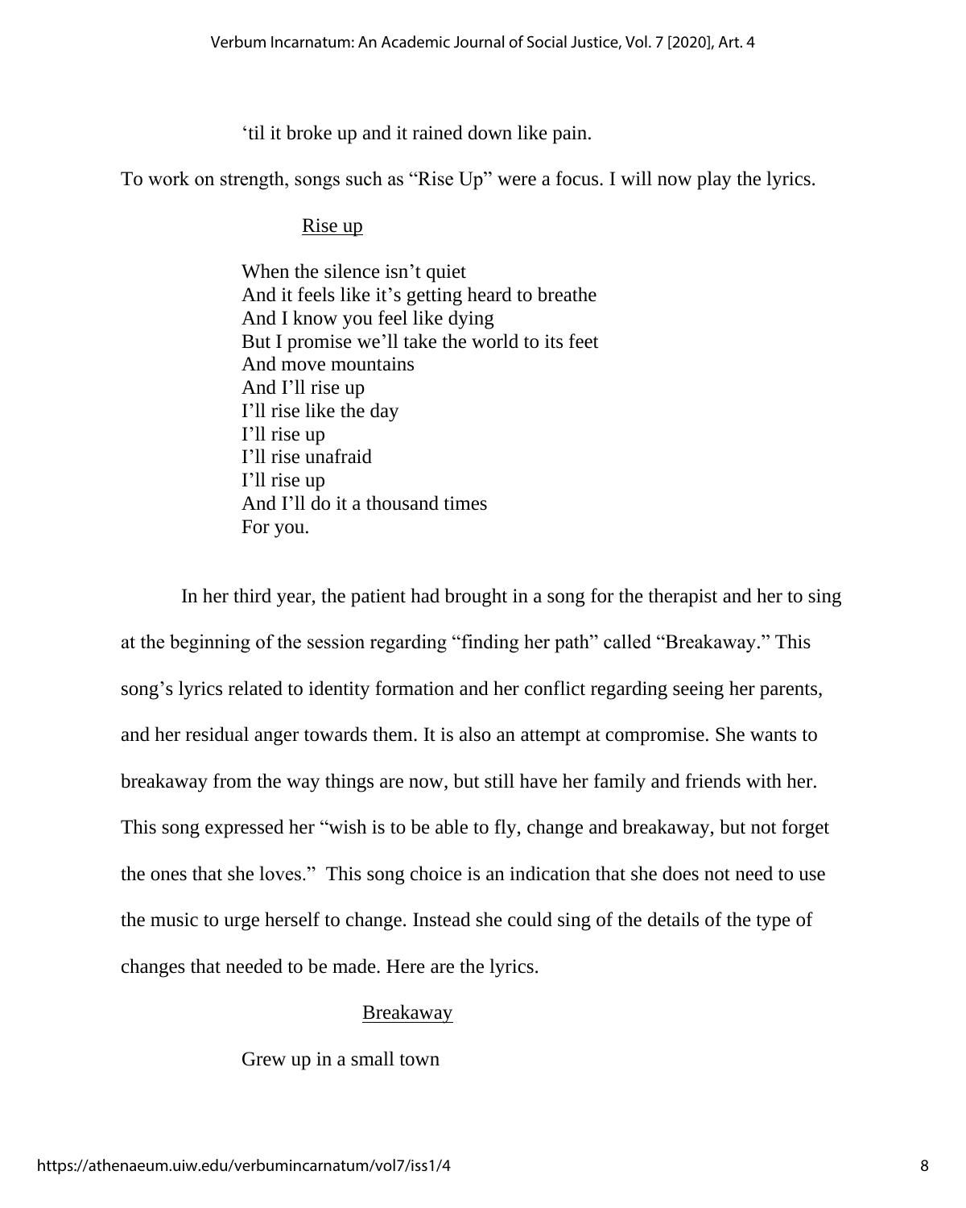'til it broke up and it rained down like pain.

To work on strength, songs such as "Rise Up" were a focus. I will now play the lyrics.

Rise up

When the silence isn't quiet
And it feels like it's getting heard to breathe
And I know you feel like dying
But I promise we'll take the world to its feet
And move mountains
And I'll rise up
I'll rise like the day
I'll rise up
I'll rise unafraid
I'll rise up
And I'll do it a thousand times
For you.

In her third year, the patient had brought in a song for the therapist and her to sing at the beginning of the session regarding "finding her path" called "Breakaway." This song's lyrics related to identity formation and her conflict regarding seeing her parents, and her residual anger towards them. It is also an attempt at compromise. She wants to breakaway from the way things are now, but still have her family and friends with her. This song expressed her "wish is to be able to fly, change and breakaway, but not forget the ones that she loves." This song choice is an indication that she does not need to use the music to urge herself to change. Instead she could sing of the details of the type of changes that needed to be made. Here are the lyrics.

Breakaway

Grew up in a small town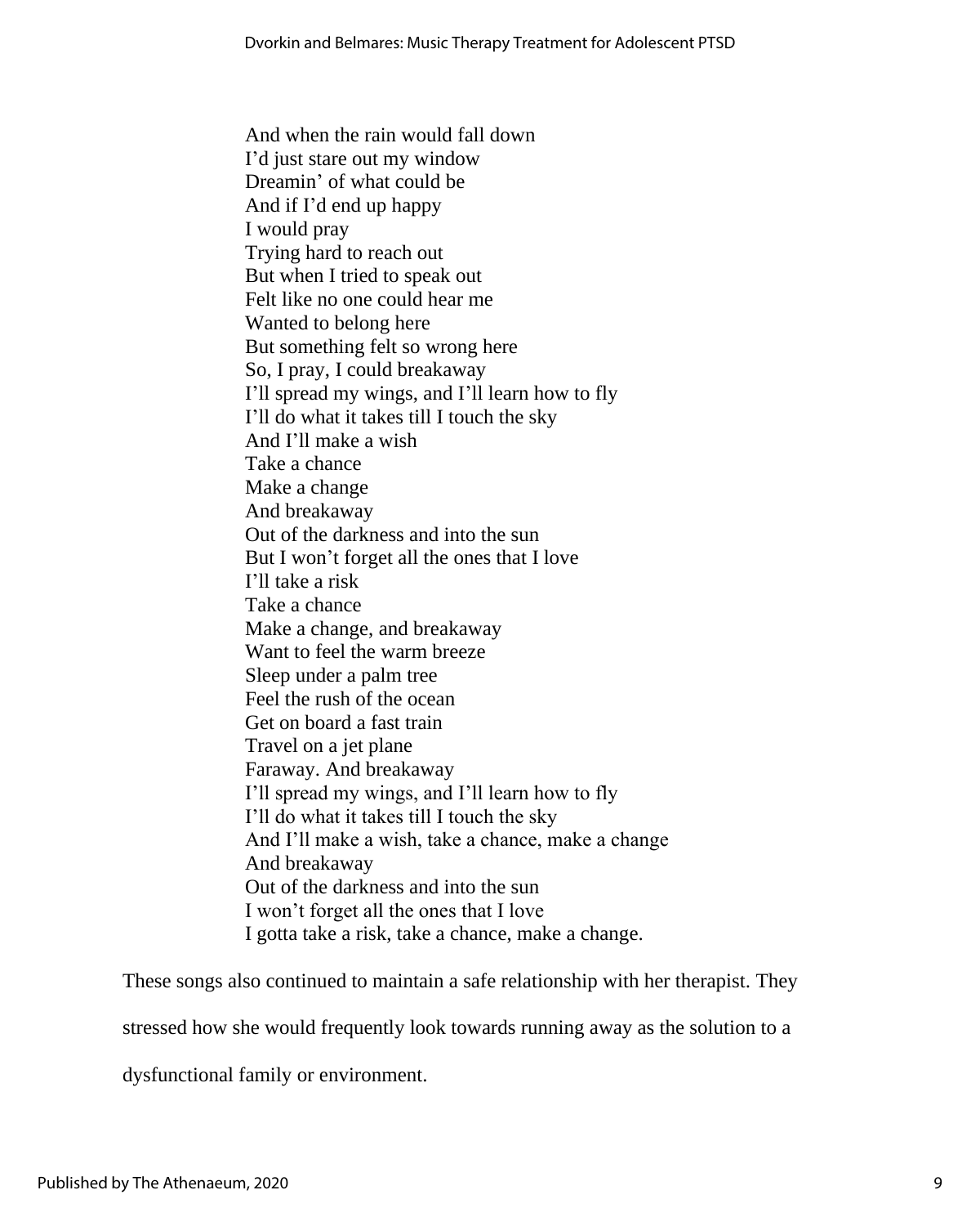And when the rain would fall down  
I'd just stare out my window  
Dreamin' of what could be  
And if I'd end up happy  
I would pray  
Trying hard to reach out  
But when I tried to speak out  
Felt like no one could hear me  
Wanted to belong here  
But something felt so wrong here  
So, I pray, I could breakaway  
I'll spread my wings, and I'll learn how to fly  
I'll do what it takes till I touch the sky  
And I'll make a wish  
Take a chance  
Make a change  
And breakaway  
Out of the darkness and into the sun  
But I won't forget all the ones that I love  
I'll take a risk  
Take a chance  
Make a change, and breakaway  
Want to feel the warm breeze  
Sleep under a palm tree  
Feel the rush of the ocean  
Get on board a fast train  
Travel on a jet plane  
Faraway. And breakaway  
I'll spread my wings, and I'll learn how to fly  
I'll do what it takes till I touch the sky  
And I'll make a wish, take a chance, make a change  
And breakaway  
Out of the darkness and into the sun  
I won't forget all the ones that I love  
I gotta take a risk, take a chance, make a change.

These songs also continued to maintain a safe relationship with her therapist. They stressed how she would frequently look towards running away as the solution to a dysfunctional family or environment.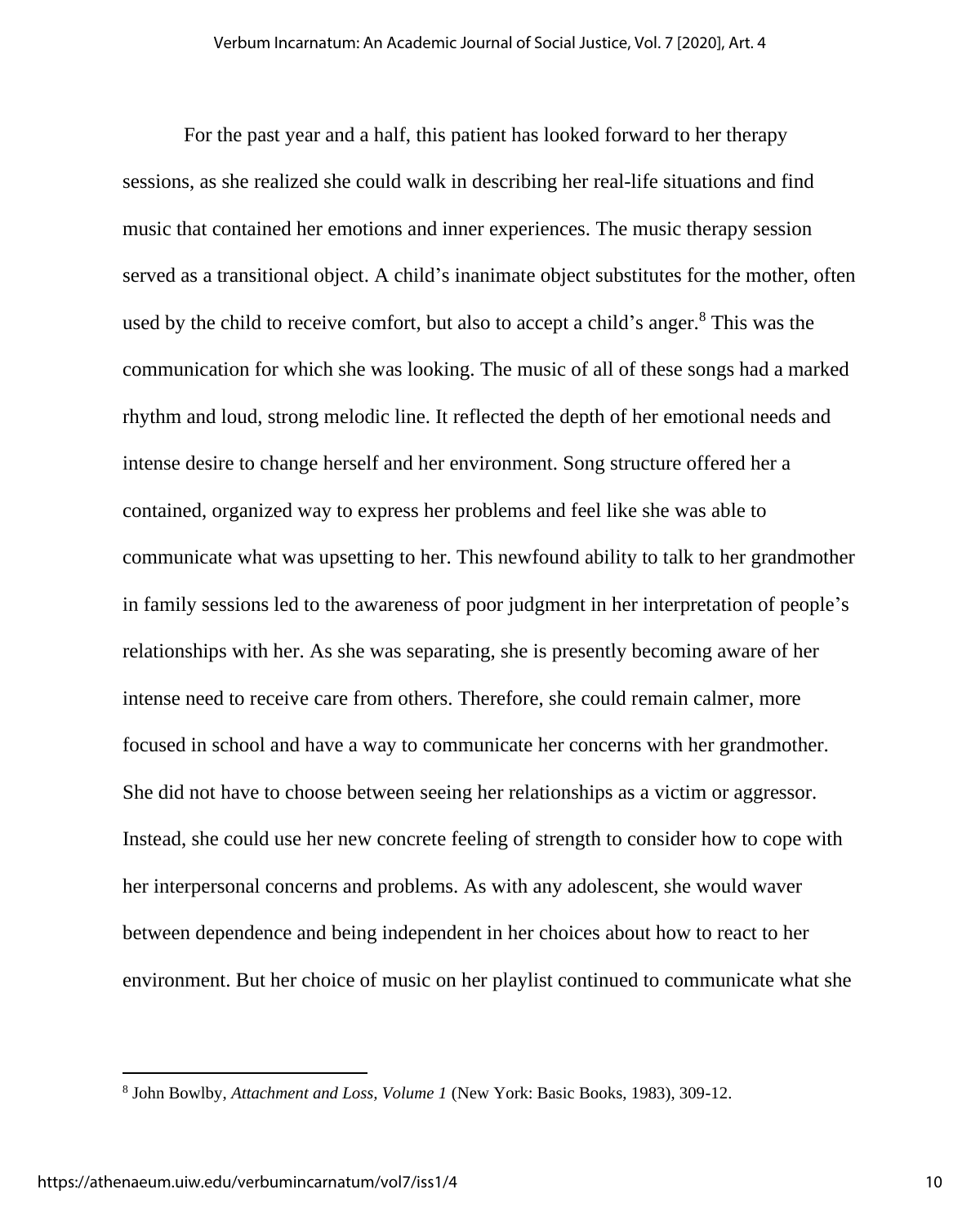For the past year and a half, this patient has looked forward to her therapy sessions, as she realized she could walk in describing her real-life situations and find music that contained her emotions and inner experiences. The music therapy session served as a transitional object. A child's inanimate object substitutes for the mother, often used by the child to receive comfort, but also to accept a child's anger.[8] This was the communication for which she was looking. The music of all of these songs had a marked rhythm and loud, strong melodic line. It reflected the depth of her emotional needs and intense desire to change herself and her environment. Song structure offered her a contained, organized way to express her problems and feel like she was able to communicate what was upsetting to her. This newfound ability to talk to her grandmother in family sessions led to the awareness of poor judgment in her interpretation of people's relationships with her. As she was separating, she is presently becoming aware of her intense need to receive care from others. Therefore, she could remain calmer, more focused in school and have a way to communicate her concerns with her grandmother. She did not have to choose between seeing her relationships as a victim or aggressor. Instead, she could use her new concrete feeling of strength to consider how to cope with her interpersonal concerns and problems. As with any adolescent, she would waver between dependence and being independent in her choices about how to react to her environment. But her choice of music on her playlist continued to communicate what she

---

[8] John Bowlby, *Attachment and Loss, Volume 1* (New York: Basic Books, 1983), 309-12.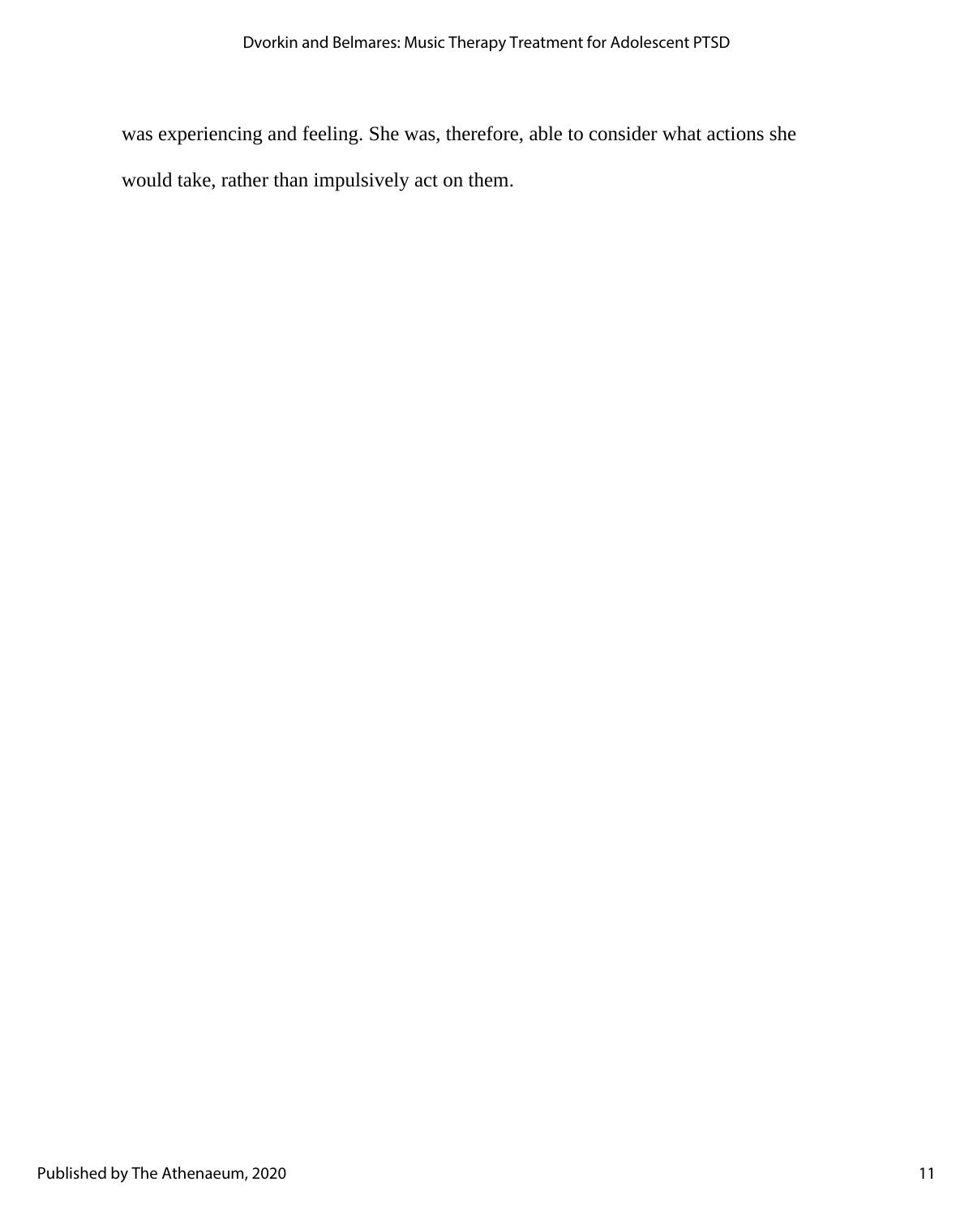was experiencing and feeling. She was, therefore, able to consider what actions she would take, rather than impulsively act on them.